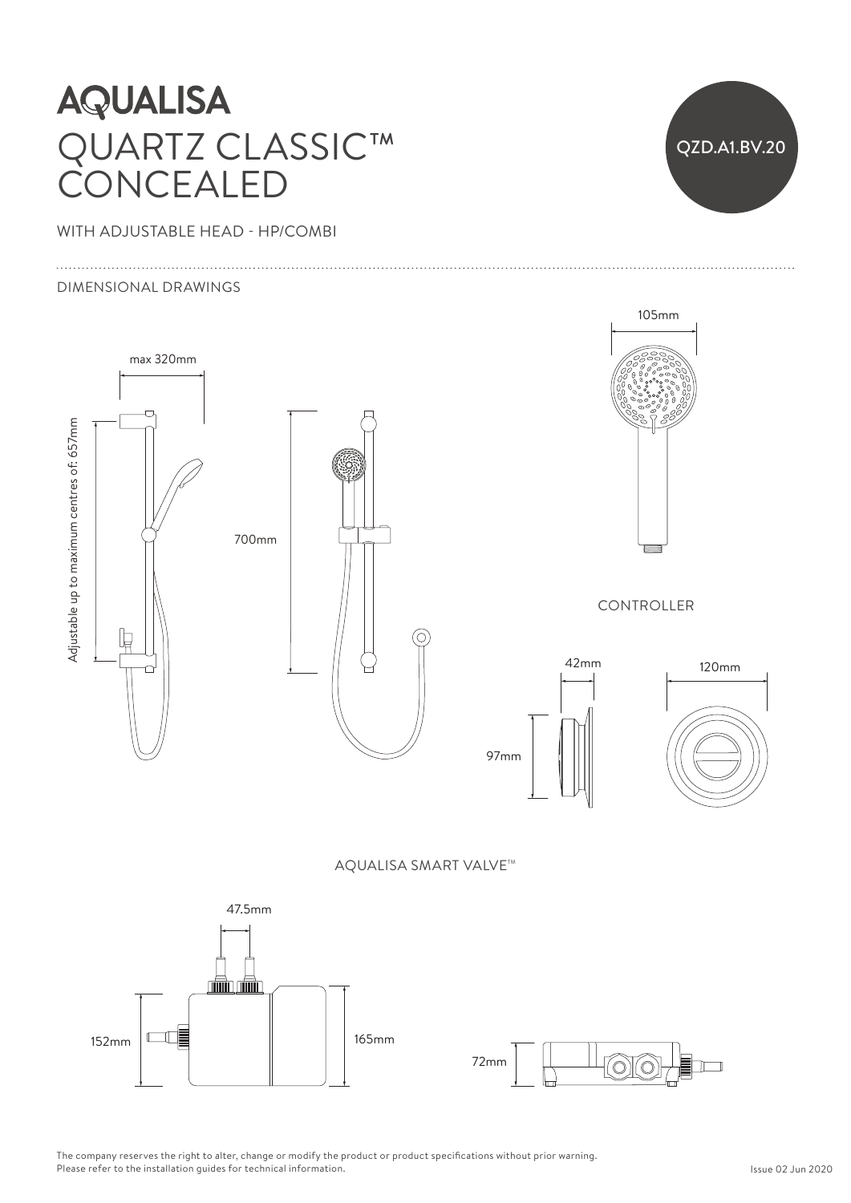# AQUALISA

# QUARTZ CLASSIC™ CONCEALED

QZD.A1.BV.20

WITH ADJUSTABLE HEAD - HP/COMBI

DIMENSIONAL DRAWINGS

max 320mm

Adjustable up to maximum centres of: 657mm

700mm

105mm

CONTROLLER

42mm

120mm

97mm

AQUALISA SMART VALVE™

47.5mm

152mm

165mm

72mm

The company reserves the right to alter, change or modify the product or product specifications without prior warning.
Please refer to the installation guides for technical information.

Issue 02 Jun 2020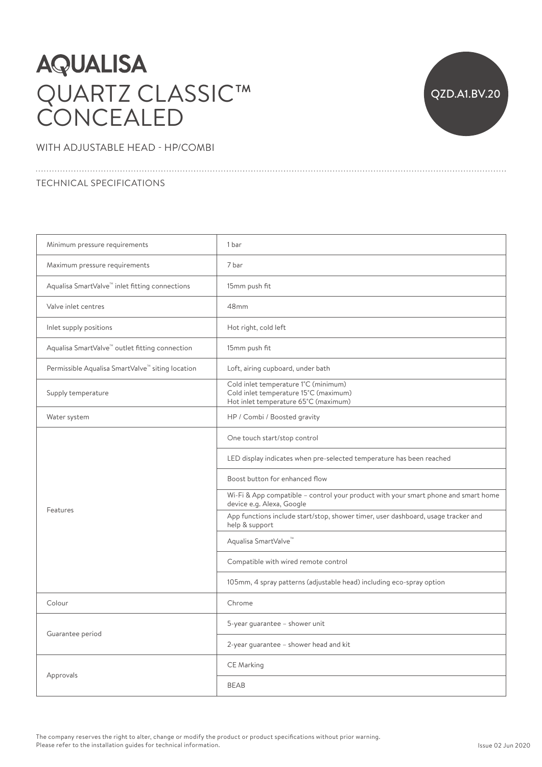# AQUALISA

# QUARTZ CLASSIC™ CONCEALED

QZD.A1.BV.20

WITH ADJUSTABLE HEAD - HP/COMBI

## TECHNICAL SPECIFICATIONS

| | |
|---|---|
| Minimum pressure requirements | 1 bar |
| Maximum pressure requirements | 7 bar |
| Aqualisa SmartValve™ inlet fitting connections | 15mm push fit |
| Valve inlet centres | 48mm |
| Inlet supply positions | Hot right, cold left |
| Aqualisa SmartValve™ outlet fitting connection | 15mm push fit |
| Permissible Aqualisa SmartValve™ siting location | Loft, airing cupboard, under bath |
| Supply temperature | Cold inlet temperature 1°C (minimum)<br>Cold inlet temperature 15°C (maximum)<br>Hot inlet temperature 65°C (maximum) |
| Water system | HP / Combi / Boosted gravity |
| Features | One touch start/stop control |
| | LED display indicates when pre-selected temperature has been reached |
| | Boost button for enhanced flow |
| | Wi-Fi & App compatible – control your product with your smart phone and smart home device e.g. Alexa, Google |
| | App functions include start/stop, shower timer, user dashboard, usage tracker and help & support |
| | Aqualisa SmartValve™ |
| | Compatible with wired remote control |
| | 105mm, 4 spray patterns (adjustable head) including eco-spray option |
| Colour | Chrome |
| Guarantee period | 5-year guarantee – shower unit |
| | 2-year guarantee – shower head and kit |
| Approvals | CE Marking |
| | BEAB |

The company reserves the right to alter, change or modify the product or product specifications without prior warning.
Please refer to the installation guides for technical information.

Issue 02 Jun 2020